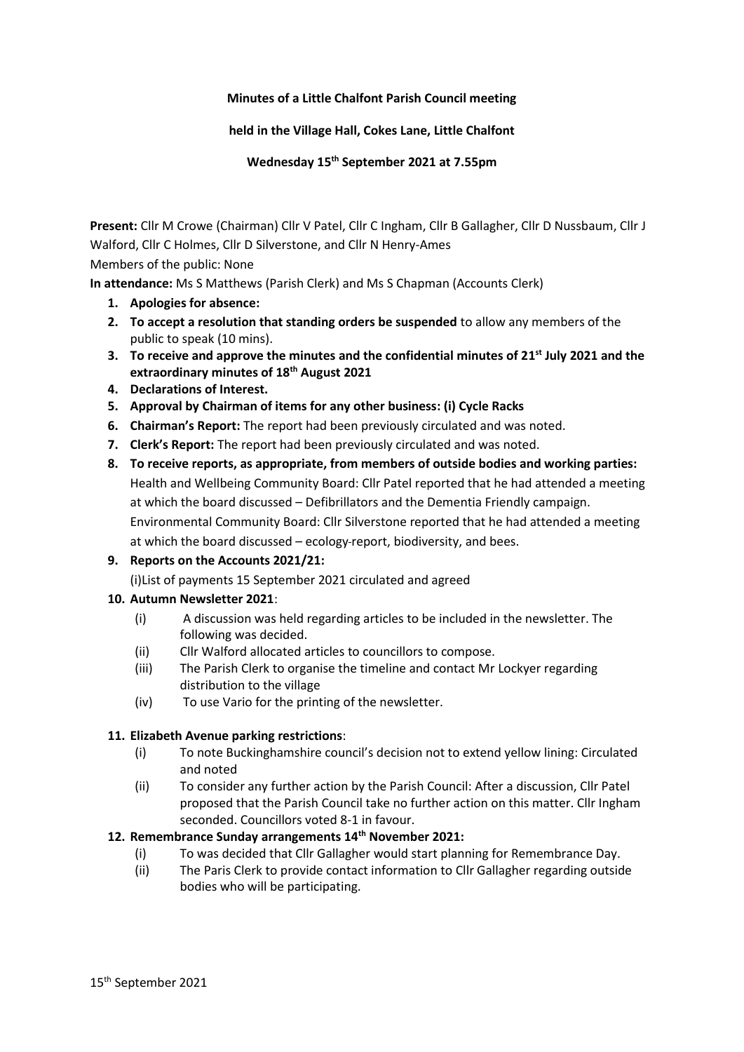**Minutes of a Little Chalfont Parish Council meeting**

**held in the Village Hall, Cokes Lane, Little Chalfont**

**Wednesday 15th September 2021 at 7.55pm**

**Present:** Cllr M Crowe (Chairman) Cllr V Patel, Cllr C Ingham, Cllr B Gallagher, Cllr D Nussbaum, Cllr J Walford, Cllr C Holmes, Cllr D Silverstone, and Cllr N Henry-Ames

Members of the public: None

**In attendance:** Ms S Matthews (Parish Clerk) and Ms S Chapman (Accounts Clerk)

1. **Apologies for absence:**
2. **To accept a resolution that standing orders be suspended** to allow any members of the public to speak (10 mins).
3. **To receive and approve the minutes and the confidential minutes of 21st July 2021 and the extraordinary minutes of 18th August 2021**
4. **Declarations of Interest.**
5. **Approval by Chairman of items for any other business: (i) Cycle Racks**
6. **Chairman's Report:** The report had been previously circulated and was noted.
7. **Clerk's Report:** The report had been previously circulated and was noted.
8. **To receive reports, as appropriate, from members of outside bodies and working parties:** Health and Wellbeing Community Board: Cllr Patel reported that he had attended a meeting at which the board discussed – Defibrillators and the Dementia Friendly campaign. Environmental Community Board: Cllr Silverstone reported that he had attended a meeting at which the board discussed – ecology report, biodiversity, and bees.
9. **Reports on the Accounts 2021/21:**

   (i)List of payments 15 September 2021 circulated and agreed
10. **Autumn Newsletter 2021**:
    - (i) A discussion was held regarding articles to be included in the newsletter. The following was decided.
    - (ii) Cllr Walford allocated articles to councillors to compose.
    - (iii) The Parish Clerk to organise the timeline and contact Mr Lockyer regarding distribution to the village
    - (iv) To use Vario for the printing of the newsletter.
11. **Elizabeth Avenue parking restrictions**:
    - (i) To note Buckinghamshire council's decision not to extend yellow lining: Circulated and noted
    - (ii) To consider any further action by the Parish Council: After a discussion, Cllr Patel proposed that the Parish Council take no further action on this matter. Cllr Ingham seconded. Councillors voted 8-1 in favour.
12. **Remembrance Sunday arrangements 14th November 2021:**
    - (i) To was decided that Cllr Gallagher would start planning for Remembrance Day.
    - (ii) The Paris Clerk to provide contact information to Cllr Gallagher regarding outside bodies who will be participating.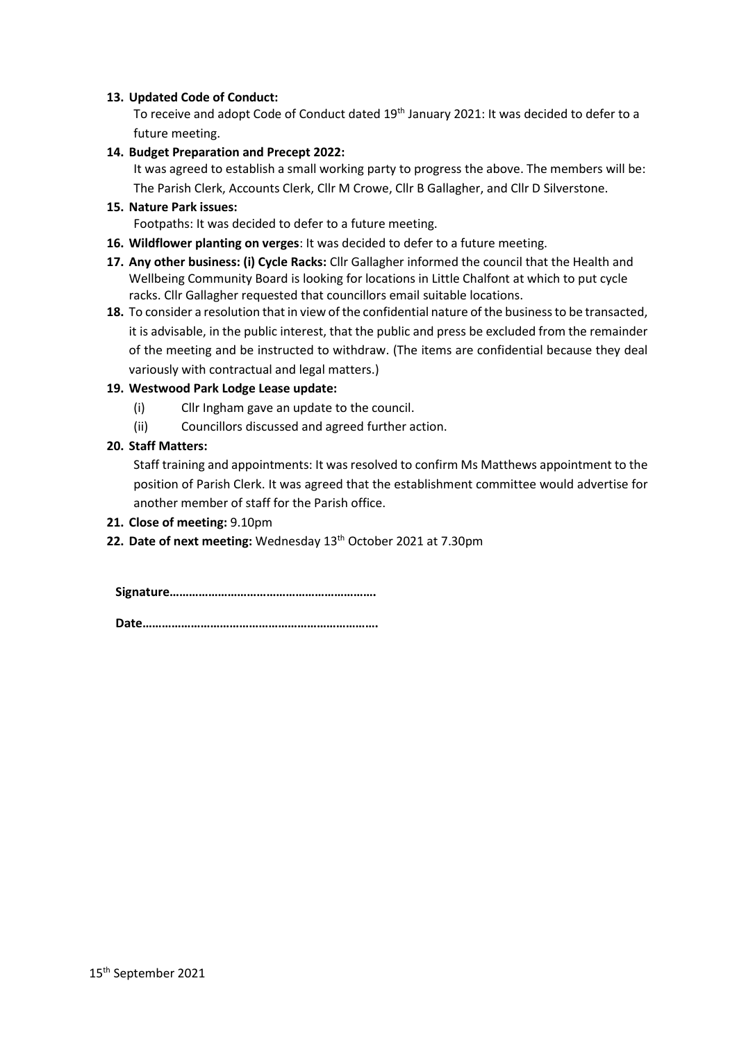13. **Updated Code of Conduct:**
    To receive and adopt Code of Conduct dated 19th January 2021: It was decided to defer to a future meeting.
14. **Budget Preparation and Precept 2022:**
    It was agreed to establish a small working party to progress the above. The members will be: The Parish Clerk, Accounts Clerk, Cllr M Crowe, Cllr B Gallagher, and Cllr D Silverstone.
15. **Nature Park issues:**
    Footpaths: It was decided to defer to a future meeting.
16. **Wildflower planting on verges**: It was decided to defer to a future meeting.
17. **Any other business: (i) Cycle Racks:** Cllr Gallagher informed the council that the Health and Wellbeing Community Board is looking for locations in Little Chalfont at which to put cycle racks. Cllr Gallagher requested that councillors email suitable locations.
18. To consider a resolution that in view of the confidential nature of the business to be transacted, it is advisable, in the public interest, that the public and press be excluded from the remainder of the meeting and be instructed to withdraw. (The items are confidential because they deal variously with contractual and legal matters.)
19. **Westwood Park Lodge Lease update:**
    (i) Cllr Ingham gave an update to the council.
    (ii) Councillors discussed and agreed further action.
20. **Staff Matters:**
    Staff training and appointments: It was resolved to confirm Ms Matthews appointment to the position of Parish Clerk. It was agreed that the establishment committee would advertise for another member of staff for the Parish office.
21. **Close of meeting:** 9.10pm
22. **Date of next meeting:** Wednesday 13th October 2021 at 7.30pm

**Signature……………………………………………………….**

**Date……………………………………………………………….**

15th September 2021